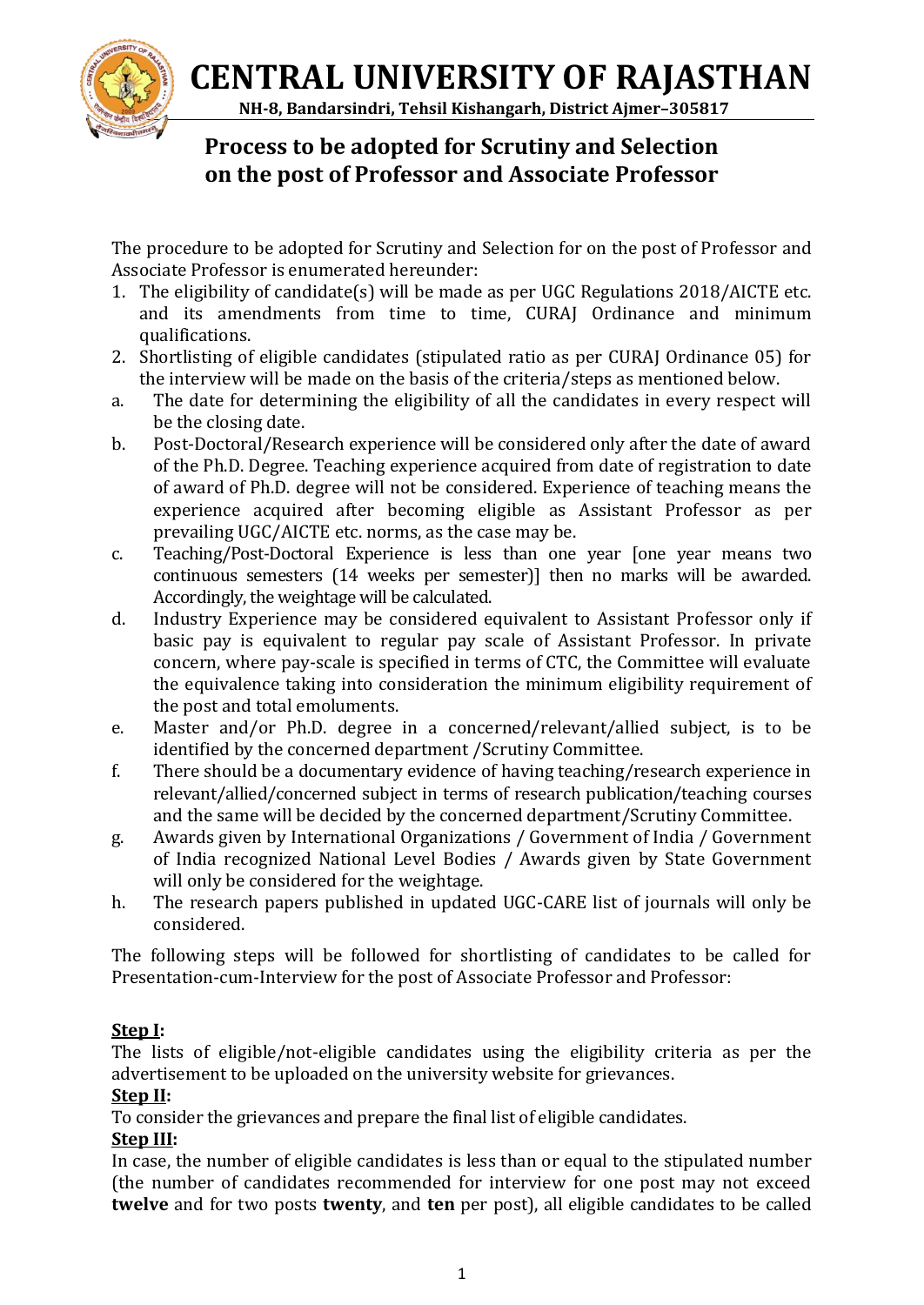# CENTRAL UNIVERSITY OF RAJASTHAN

**NH-8, Bandarsindri, Tehsil Kishangarh, District Ajmer–305817**

## Process to be adopted for Scrutiny and Selection on the post of Professor and Associate Professor

The procedure to be adopted for Scrutiny and Selection for on the post of Professor and Associate Professor is enumerated hereunder:

1. The eligibility of candidate(s) will be made as per UGC Regulations 2018/AICTE etc. and its amendments from time to time, CURAJ Ordinance and minimum qualifications.
2. Shortlisting of eligible candidates (stipulated ratio as per CURAJ Ordinance 05) for the interview will be made on the basis of the criteria/steps as mentioned below.

a. The date for determining the eligibility of all the candidates in every respect will be the closing date.

b. Post-Doctoral/Research experience will be considered only after the date of award of the Ph.D. Degree. Teaching experience acquired from date of registration to date of award of Ph.D. degree will not be considered. Experience of teaching means the experience acquired after becoming eligible as Assistant Professor as per prevailing UGC/AICTE etc. norms, as the case may be.

c. Teaching/Post-Doctoral Experience is less than one year [one year means two continuous semesters (14 weeks per semester)] then no marks will be awarded. Accordingly, the weightage will be calculated.

d. Industry Experience may be considered equivalent to Assistant Professor only if basic pay is equivalent to regular pay scale of Assistant Professor. In private concern, where pay-scale is specified in terms of CTC, the Committee will evaluate the equivalence taking into consideration the minimum eligibility requirement of the post and total emoluments.

e. Master and/or Ph.D. degree in a concerned/relevant/allied subject, is to be identified by the concerned department /Scrutiny Committee.

f. There should be a documentary evidence of having teaching/research experience in relevant/allied/concerned subject in terms of research publication/teaching courses and the same will be decided by the concerned department/Scrutiny Committee.

g. Awards given by International Organizations / Government of India / Government of India recognized National Level Bodies / Awards given by State Government will only be considered for the weightage.

h. The research papers published in updated UGC-CARE list of journals will only be considered.

The following steps will be followed for shortlisting of candidates to be called for Presentation-cum-Interview for the post of Associate Professor and Professor:

**Step I:**

The lists of eligible/not-eligible candidates using the eligibility criteria as per the advertisement to be uploaded on the university website for grievances.

**Step II:**

To consider the grievances and prepare the final list of eligible candidates.

**Step III:**

In case, the number of eligible candidates is less than or equal to the stipulated number (the number of candidates recommended for interview for one post may not exceed **twelve** and for two posts **twenty**, and **ten** per post), all eligible candidates to be called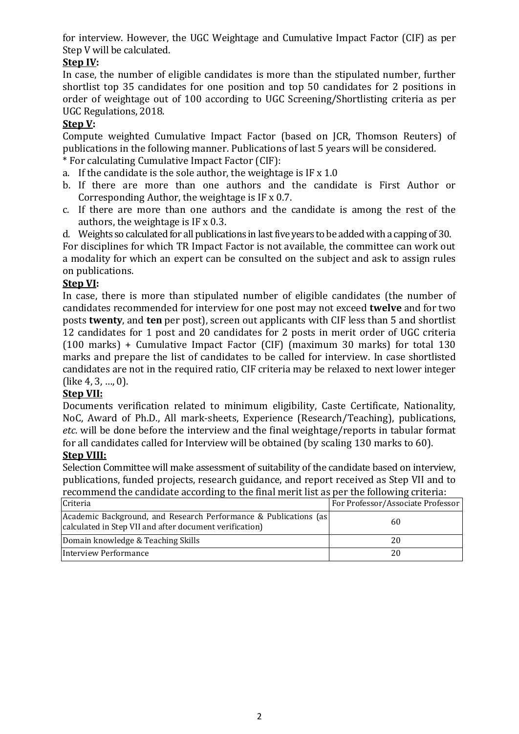for interview. However, the UGC Weightage and Cumulative Impact Factor (CIF) as per Step V will be calculated.

**Step IV:**

In case, the number of eligible candidates is more than the stipulated number, further shortlist top 35 candidates for one position and top 50 candidates for 2 positions in order of weightage out of 100 according to UGC Screening/Shortlisting criteria as per UGC Regulations, 2018.

**Step V:**

Compute weighted Cumulative Impact Factor (based on JCR, Thomson Reuters) of publications in the following manner. Publications of last 5 years will be considered.

* For calculating Cumulative Impact Factor (CIF):

a. If the candidate is the sole author, the weightage is IF x 1.0
b. If there are more than one authors and the candidate is First Author or Corresponding Author, the weightage is IF x 0.7.
c. If there are more than one authors and the candidate is among the rest of the authors, the weightage is IF x 0.3.
d. Weights so calculated for all publications in last five years to be added with a capping of 30.

For disciplines for which TR Impact Factor is not available, the committee can work out a modality for which an expert can be consulted on the subject and ask to assign rules on publications.

**Step VI:**

In case, there is more than stipulated number of eligible candidates (the number of candidates recommended for interview for one post may not exceed **twelve** and for two posts **twenty**, and **ten** per post), screen out applicants with CIF less than 5 and shortlist 12 candidates for 1 post and 20 candidates for 2 posts in merit order of UGC criteria (100 marks) + Cumulative Impact Factor (CIF) (maximum 30 marks) for total 130 marks and prepare the list of candidates to be called for interview. In case shortlisted candidates are not in the required ratio, CIF criteria may be relaxed to next lower integer (like 4, 3, …, 0).

**Step VII:**

Documents verification related to minimum eligibility, Caste Certificate, Nationality, NoC, Award of Ph.D., All mark-sheets, Experience (Research/Teaching), publications, *etc.* will be done before the interview and the final weightage/reports in tabular format for all candidates called for Interview will be obtained (by scaling 130 marks to 60).

**Step VIII:**

Selection Committee will make assessment of suitability of the candidate based on interview, publications, funded projects, research guidance, and report received as Step VII and to recommend the candidate according to the final merit list as per the following criteria:

| Criteria | For Professor/Associate Professor |
|---|---|
| Academic Background, and Research Performance & Publications (as calculated in Step VII and after document verification) | 60 |
| Domain knowledge & Teaching Skills | 20 |
| Interview Performance | 20 |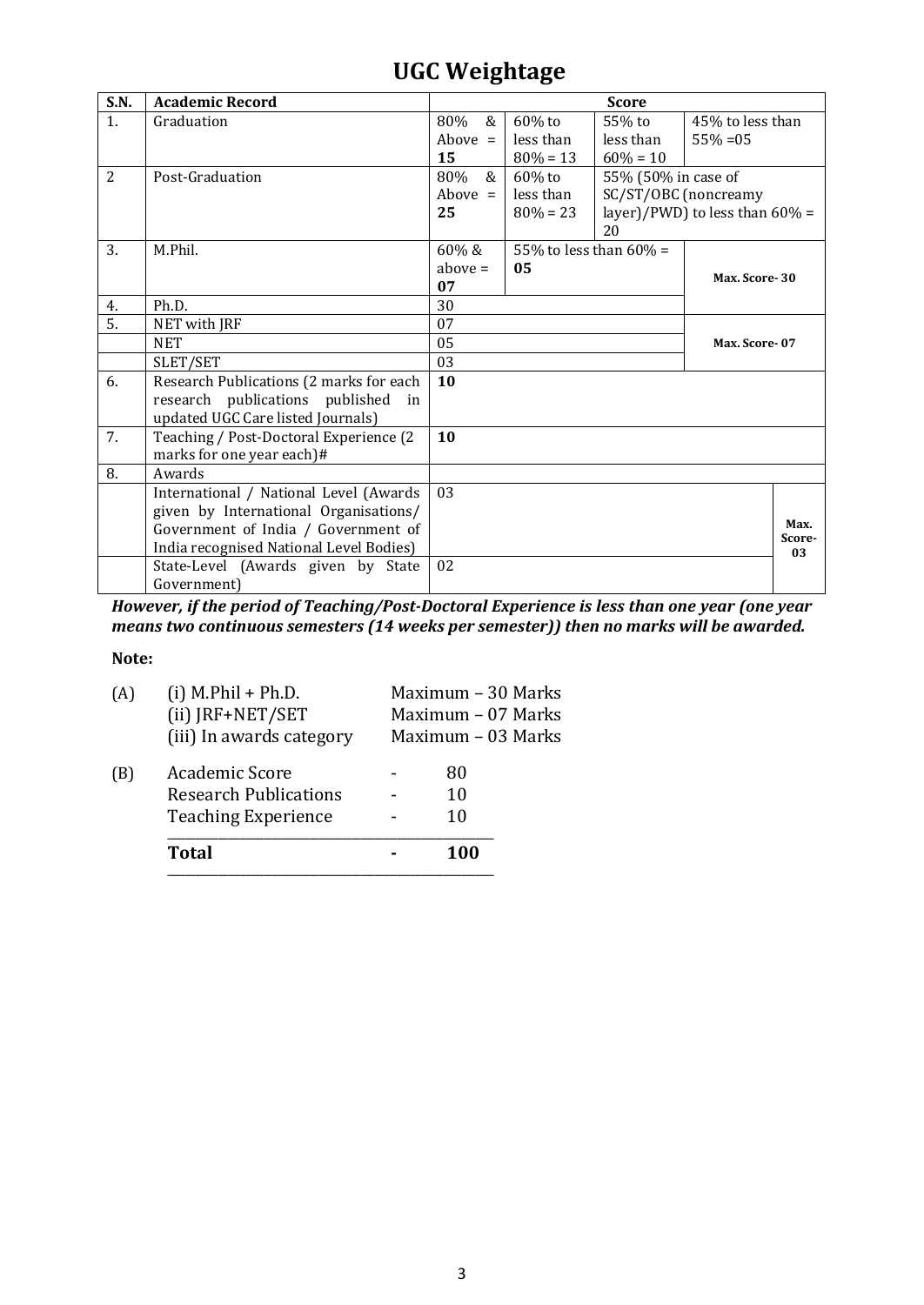# UGC Weightage

| S.N. | Academic Record | Score | | | | |
|---|---|---|---|---|---|---|
| 1. | Graduation | 80% & Above = **15** | 60% to less than 80% = 13 | 55% to less than 60% = 10 | 45% to less than 55% =05 | |
| 2 | Post-Graduation | 80% & Above = **25** | 60% to less than 80% = 23 | 55% (50% in case of SC/ST/OBC (noncreamy layer)/PWD) to less than 60% = 20 | | |
| 3. | M.Phil. | 60% & above = **07** | 55% to less than 60% = **05** | | **Max. Score- 30** | |
| 4. | Ph.D. | 30 | | | | |
| 5. | NET with JRF | 07 | | | **Max. Score- 07** | |
| | NET | 05 | | | | |
| | SLET/SET | 03 | | | | |
| 6. | Research Publications (2 marks for each research publications published in updated UGC Care listed Journals) | **10** | | | | |
| 7. | Teaching / Post-Doctoral Experience (2 marks for one year each)# | **10** | | | | |
| 8. | Awards | | | | | |
| | International / National Level (Awards given by International Organisations/ Government of India / Government of India recognised National Level Bodies) | 03 | | | | **Max. Score- 03** |
| | State-Level (Awards given by State Government) | 02 | | | | |

***However, if the period of Teaching/Post-Doctoral Experience is less than one year (one year means two continuous semesters (14 weeks per semester)) then no marks will be awarded.***

**Note:**

(A)
- (i) M.Phil + Ph.D. — Maximum – 30 Marks
- (ii) JRF+NET/SET — Maximum – 07 Marks
- (iii) In awards category — Maximum – 03 Marks

(B)

| | | |
|---|---|---|
| Academic Score | - | 80 |
| Research Publications | - | 10 |
| Teaching Experience | - | 10 |
| **Total** | **-** | **100** |